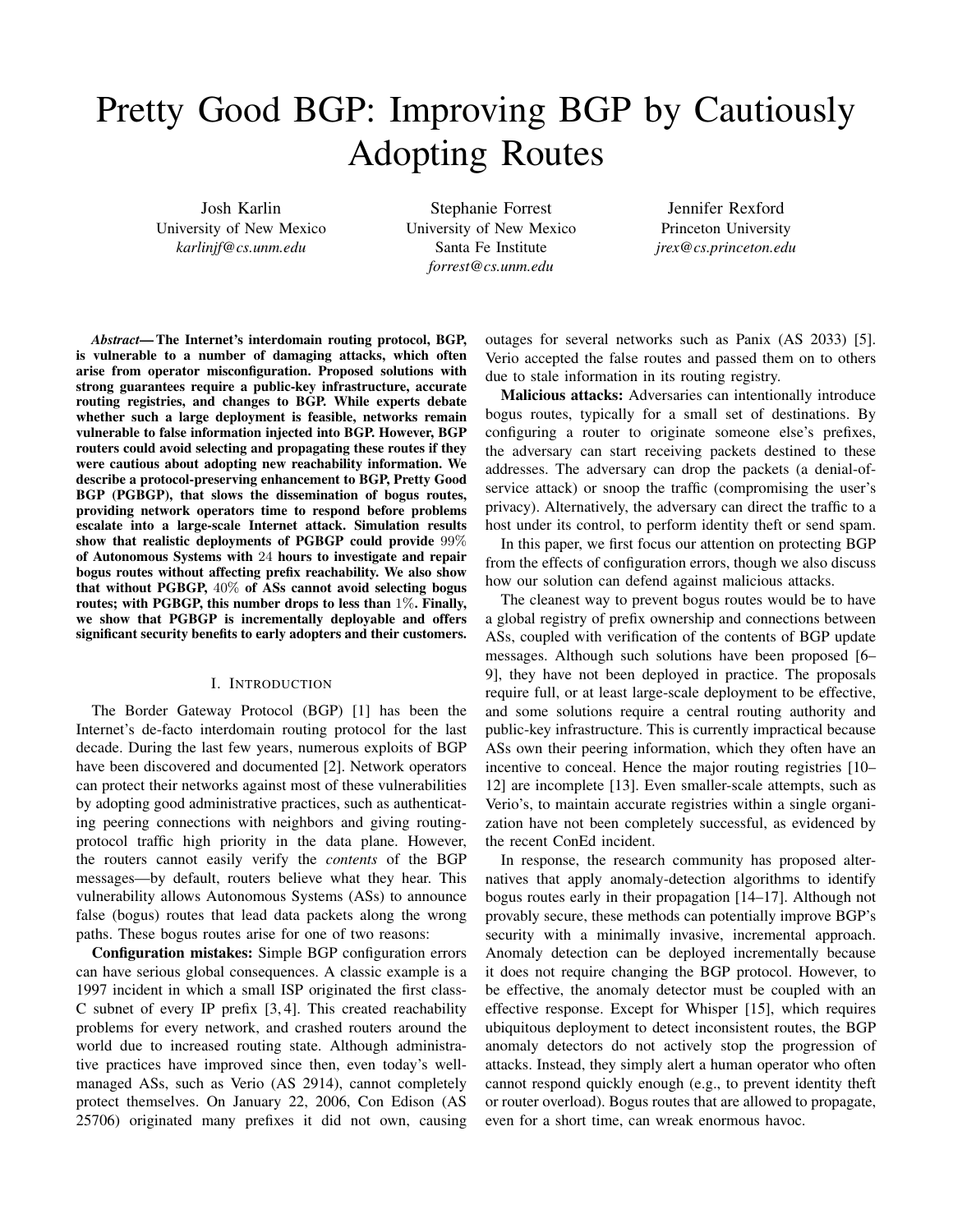# Pretty Good BGP: Improving BGP by Cautiously Adopting Routes

Josh Karlin
University of New Mexico
*karlinjf@cs.unm.edu*

Stephanie Forrest
University of New Mexico
Santa Fe Institute
*forrest@cs.unm.edu*

Jennifer Rexford
Princeton University
*jrex@cs.princeton.edu*

***Abstract*— The Internet's interdomain routing protocol, BGP, is vulnerable to a number of damaging attacks, which often arise from operator misconfiguration. Proposed solutions with strong guarantees require a public-key infrastructure, accurate routing registries, and changes to BGP. While experts debate whether such a large deployment is feasible, networks remain vulnerable to false information injected into BGP. However, BGP routers could avoid selecting and propagating these routes if they were cautious about adopting new reachability information. We describe a protocol-preserving enhancement to BGP, Pretty Good BGP (PGBGP), that slows the dissemination of bogus routes, providing network operators time to respond before problems escalate into a large-scale Internet attack. Simulation results show that realistic deployments of PGBGP could provide $99\%$ of Autonomous Systems with $24$ hours to investigate and repair bogus routes without affecting prefix reachability. We also show that without PGBGP, $40\%$ of ASs cannot avoid selecting bogus routes; with PGBGP, this number drops to less than $1\%$. Finally, we show that PGBGP is incrementally deployable and offers significant security benefits to early adopters and their customers.**

## I. Introduction

The Border Gateway Protocol (BGP) [1] has been the Internet's de-facto interdomain routing protocol for the last decade. During the last few years, numerous exploits of BGP have been discovered and documented [2]. Network operators can protect their networks against most of these vulnerabilities by adopting good administrative practices, such as authenticating peering connections with neighbors and giving routing-protocol traffic high priority in the data plane. However, the routers cannot easily verify the *contents* of the BGP messages—by default, routers believe what they hear. This vulnerability allows Autonomous Systems (ASs) to announce false (bogus) routes that lead data packets along the wrong paths. These bogus routes arise for one of two reasons:

**Configuration mistakes:** Simple BGP configuration errors can have serious global consequences. A classic example is a 1997 incident in which a small ISP originated the first class-C subnet of every IP prefix [3, 4]. This created reachability problems for every network, and crashed routers around the world due to increased routing state. Although administrative practices have improved since then, even today's well-managed ASs, such as Verio (AS 2914), cannot completely protect themselves. On January 22, 2006, Con Edison (AS 25706) originated many prefixes it did not own, causing outages for several networks such as Panix (AS 2033) [5]. Verio accepted the false routes and passed them on to others due to stale information in its routing registry.

**Malicious attacks:** Adversaries can intentionally introduce bogus routes, typically for a small set of destinations. By configuring a router to originate someone else's prefixes, the adversary can start receiving packets destined to these addresses. The adversary can drop the packets (a denial-of-service attack) or snoop the traffic (compromising the user's privacy). Alternatively, the adversary can direct the traffic to a host under its control, to perform identity theft or send spam.

In this paper, we first focus our attention on protecting BGP from the effects of configuration errors, though we also discuss how our solution can defend against malicious attacks.

The cleanest way to prevent bogus routes would be to have a global registry of prefix ownership and connections between ASs, coupled with verification of the contents of BGP update messages. Although such solutions have been proposed [6–9], they have not been deployed in practice. The proposals require full, or at least large-scale deployment to be effective, and some solutions require a central routing authority and public-key infrastructure. This is currently impractical because ASs own their peering information, which they often have an incentive to conceal. Hence the major routing registries [10–12] are incomplete [13]. Even smaller-scale attempts, such as Verio's, to maintain accurate registries within a single organization have not been completely successful, as evidenced by the recent ConEd incident.

In response, the research community has proposed alternatives that apply anomaly-detection algorithms to identify bogus routes early in their propagation [14–17]. Although not provably secure, these methods can potentially improve BGP's security with a minimally invasive, incremental approach. Anomaly detection can be deployed incrementally because it does not require changing the BGP protocol. However, to be effective, the anomaly detector must be coupled with an effective response. Except for Whisper [15], which requires ubiquitous deployment to detect inconsistent routes, the BGP anomaly detectors do not actively stop the progression of attacks. Instead, they simply alert a human operator who often cannot respond quickly enough (e.g., to prevent identity theft or router overload). Bogus routes that are allowed to propagate, even for a short time, can wreak enormous havoc.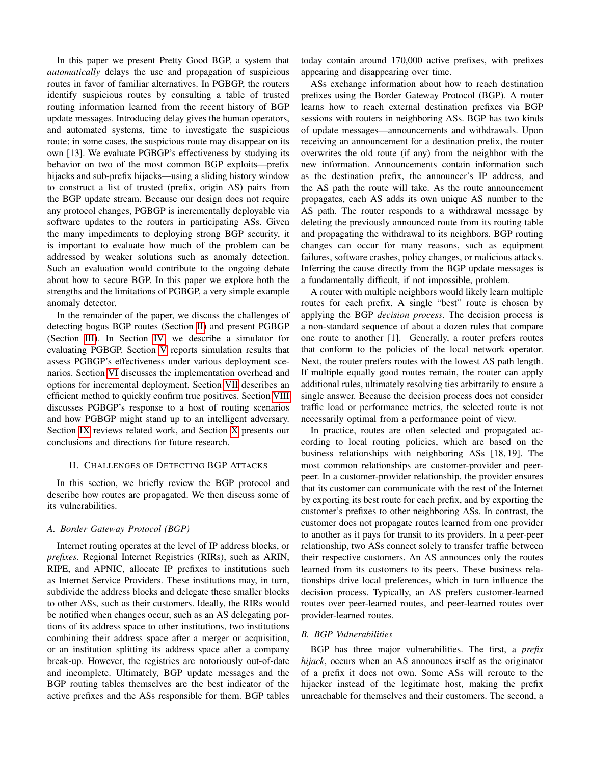In this paper we present Pretty Good BGP, a system that *automatically* delays the use and propagation of suspicious routes in favor of familiar alternatives. In PGBGP, the routers identify suspicious routes by consulting a table of trusted routing information learned from the recent history of BGP update messages. Introducing delay gives the human operators, and automated systems, time to investigate the suspicious route; in some cases, the suspicious route may disappear on its own [13]. We evaluate PGBGP's effectiveness by studying its behavior on two of the most common BGP exploits—prefix hijacks and sub-prefix hijacks—using a sliding history window to construct a list of trusted (prefix, origin AS) pairs from the BGP update stream. Because our design does not require any protocol changes, PGBGP is incrementally deployable via software updates to the routers in participating ASs. Given the many impediments to deploying strong BGP security, it is important to evaluate how much of the problem can be addressed by weaker solutions such as anomaly detection. Such an evaluation would contribute to the ongoing debate about how to secure BGP. In this paper we explore both the strengths and the limitations of PGBGP, a very simple example anomaly detector.

In the remainder of the paper, we discuss the challenges of detecting bogus BGP routes (Section II) and present PGBGP (Section III). In Section IV, we describe a simulator for evaluating PGBGP. Section V reports simulation results that assess PGBGP's effectiveness under various deployment scenarios. Section VI discusses the implementation overhead and options for incremental deployment. Section VII describes an efficient method to quickly confirm true positives. Section VIII discusses PGBGP's response to a host of routing scenarios and how PGBGP might stand up to an intelligent adversary. Section IX reviews related work, and Section X presents our conclusions and directions for future research.

## II. Challenges of Detecting BGP Attacks

In this section, we briefly review the BGP protocol and describe how routes are propagated. We then discuss some of its vulnerabilities.

### A. Border Gateway Protocol (BGP)

Internet routing operates at the level of IP address blocks, or *prefixes*. Regional Internet Registries (RIRs), such as ARIN, RIPE, and APNIC, allocate IP prefixes to institutions such as Internet Service Providers. These institutions may, in turn, subdivide the address blocks and delegate these smaller blocks to other ASs, such as their customers. Ideally, the RIRs would be notified when changes occur, such as an AS delegating portions of its address space to other institutions, two institutions combining their address space after a merger or acquisition, or an institution splitting its address space after a company break-up. However, the registries are notoriously out-of-date and incomplete. Ultimately, BGP update messages and the BGP routing tables themselves are the best indicator of the active prefixes and the ASs responsible for them. BGP tables today contain around 170,000 active prefixes, with prefixes appearing and disappearing over time.

ASs exchange information about how to reach destination prefixes using the Border Gateway Protocol (BGP). A router learns how to reach external destination prefixes via BGP sessions with routers in neighboring ASs. BGP has two kinds of update messages—announcements and withdrawals. Upon receiving an announcement for a destination prefix, the router overwrites the old route (if any) from the neighbor with the new information. Announcements contain information such as the destination prefix, the announcer's IP address, and the AS path the route will take. As the route announcement propagates, each AS adds its own unique AS number to the AS path. The router responds to a withdrawal message by deleting the previously announced route from its routing table and propagating the withdrawal to its neighbors. BGP routing changes can occur for many reasons, such as equipment failures, software crashes, policy changes, or malicious attacks. Inferring the cause directly from the BGP update messages is a fundamentally difficult, if not impossible, problem.

A router with multiple neighbors would likely learn multiple routes for each prefix. A single "best" route is chosen by applying the BGP *decision process*. The decision process is a non-standard sequence of about a dozen rules that compare one route to another [1]. Generally, a router prefers routes that conform to the policies of the local network operator. Next, the router prefers routes with the lowest AS path length. If multiple equally good routes remain, the router can apply additional rules, ultimately resolving ties arbitrarily to ensure a single answer. Because the decision process does not consider traffic load or performance metrics, the selected route is not necessarily optimal from a performance point of view.

In practice, routes are often selected and propagated according to local routing policies, which are based on the business relationships with neighboring ASs [18, 19]. The most common relationships are customer-provider and peer-peer. In a customer-provider relationship, the provider ensures that its customer can communicate with the rest of the Internet by exporting its best route for each prefix, and by exporting the customer's prefixes to other neighboring ASs. In contrast, the customer does not propagate routes learned from one provider to another as it pays for transit to its providers. In a peer-peer relationship, two ASs connect solely to transfer traffic between their respective customers. An AS announces only the routes learned from its customers to its peers. These business relationships drive local preferences, which in turn influence the decision process. Typically, an AS prefers customer-learned routes over peer-learned routes, and peer-learned routes over provider-learned routes.

### B. BGP Vulnerabilities

BGP has three major vulnerabilities. The first, a *prefix hijack*, occurs when an AS announces itself as the originator of a prefix it does not own. Some ASs will reroute to the hijacker instead of the legitimate host, making the prefix unreachable for themselves and their customers. The second, a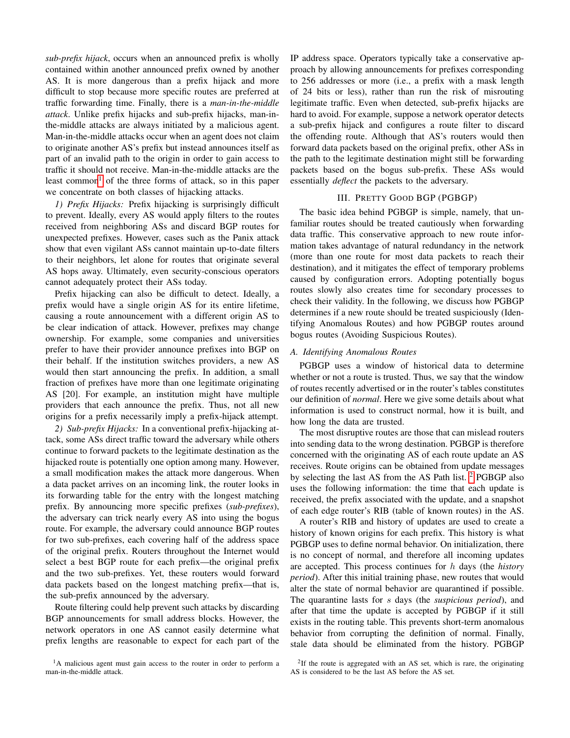*sub-prefix hijack*, occurs when an announced prefix is wholly contained within another announced prefix owned by another AS. It is more dangerous than a prefix hijack and more difficult to stop because more specific routes are preferred at traffic forwarding time. Finally, there is a *man-in-the-middle attack*. Unlike prefix hijacks and sub-prefix hijacks, man-in-the-middle attacks are always initiated by a malicious agent. Man-in-the-middle attacks occur when an agent does not claim to originate another AS's prefix but instead announces itself as part of an invalid path to the origin in order to gain access to traffic it should not receive. Man-in-the-middle attacks are the least common[1] of the three forms of attack, so in this paper we concentrate on both classes of hijacking attacks.

*1) Prefix Hijacks:* Prefix hijacking is surprisingly difficult to prevent. Ideally, every AS would apply filters to the routes received from neighboring ASs and discard BGP routes for unexpected prefixes. However, cases such as the Panix attack show that even vigilant ASs cannot maintain up-to-date filters to their neighbors, let alone for routes that originate several AS hops away. Ultimately, even security-conscious operators cannot adequately protect their ASs today.

Prefix hijacking can also be difficult to detect. Ideally, a prefix would have a single origin AS for its entire lifetime, causing a route announcement with a different origin AS to be clear indication of attack. However, prefixes may change ownership. For example, some companies and universities prefer to have their provider announce prefixes into BGP on their behalf. If the institution switches providers, a new AS would then start announcing the prefix. In addition, a small fraction of prefixes have more than one legitimate originating AS [20]. For example, an institution might have multiple providers that each announce the prefix. Thus, not all new origins for a prefix necessarily imply a prefix-hijack attempt.

*2) Sub-prefix Hijacks:* In a conventional prefix-hijacking attack, some ASs direct traffic toward the adversary while others continue to forward packets to the legitimate destination as the hijacked route is potentially one option among many. However, a small modification makes the attack more dangerous. When a data packet arrives on an incoming link, the router looks in its forwarding table for the entry with the longest matching prefix. By announcing more specific prefixes (*sub-prefixes*), the adversary can trick nearly every AS into using the bogus route. For example, the adversary could announce BGP routes for two sub-prefixes, each covering half of the address space of the original prefix. Routers throughout the Internet would select a best BGP route for each prefix—the original prefix and the two sub-prefixes. Yet, these routers would forward data packets based on the longest matching prefix—that is, the sub-prefix announced by the adversary.

Route filtering could help prevent such attacks by discarding BGP announcements for small address blocks. However, the network operators in one AS cannot easily determine what prefix lengths are reasonable to expect for each part of the IP address space. Operators typically take a conservative approach by allowing announcements for prefixes corresponding to 256 addresses or more (i.e., a prefix with a mask length of 24 bits or less), rather than run the risk of misrouting legitimate traffic. Even when detected, sub-prefix hijacks are hard to avoid. For example, suppose a network operator detects a sub-prefix hijack and configures a route filter to discard the offending route. Although that AS's routers would then forward data packets based on the original prefix, other ASs in the path to the legitimate destination might still be forwarding packets based on the bogus sub-prefix. These ASs would essentially *deflect* the packets to the adversary.

[1] A malicious agent must gain access to the router in order to perform a man-in-the-middle attack.

## III. Pretty Good BGP (PGBGP)

The basic idea behind PGBGP is simple, namely, that unfamiliar routes should be treated cautiously when forwarding data traffic. This conservative approach to new route information takes advantage of natural redundancy in the network (more than one route for most data packets to reach their destination), and it mitigates the effect of temporary problems caused by configuration errors. Adopting potentially bogus routes slowly also creates time for secondary processes to check their validity. In the following, we discuss how PGBGP determines if a new route should be treated suspiciously (Identifying Anomalous Routes) and how PGBGP routes around bogus routes (Avoiding Suspicious Routes).

### A. Identifying Anomalous Routes

PGBGP uses a window of historical data to determine whether or not a route is trusted. Thus, we say that the window of routes recently advertised or in the router's tables constitutes our definition of *normal*. Here we give some details about what information is used to construct normal, how it is built, and how long the data are trusted.

The most disruptive routes are those that can mislead routers into sending data to the wrong destination. PGBGP is therefore concerned with the originating AS of each route update an AS receives. Route origins can be obtained from update messages by selecting the last AS from the AS Path list. [2] PGBGP also uses the following information: the time that each update is received, the prefix associated with the update, and a snapshot of each edge router's RIB (table of known routes) in the AS.

A router's RIB and history of updates are used to create a history of known origins for each prefix. This history is what PGBGP uses to define normal behavior. On initialization, there is no concept of normal, and therefore all incoming updates are accepted. This process continues for $h$ days (the *history period*). After this initial training phase, new routes that would alter the state of normal behavior are quarantined if possible. The quarantine lasts for $s$ days (the *suspicious period*), and after that time the update is accepted by PGBGP if it still exists in the routing table. This prevents short-term anomalous behavior from corrupting the definition of normal. Finally, stale data should be eliminated from the history. PGBGP

[2] If the route is aggregated with an AS set, which is rare, the originating AS is considered to be the last AS before the AS set.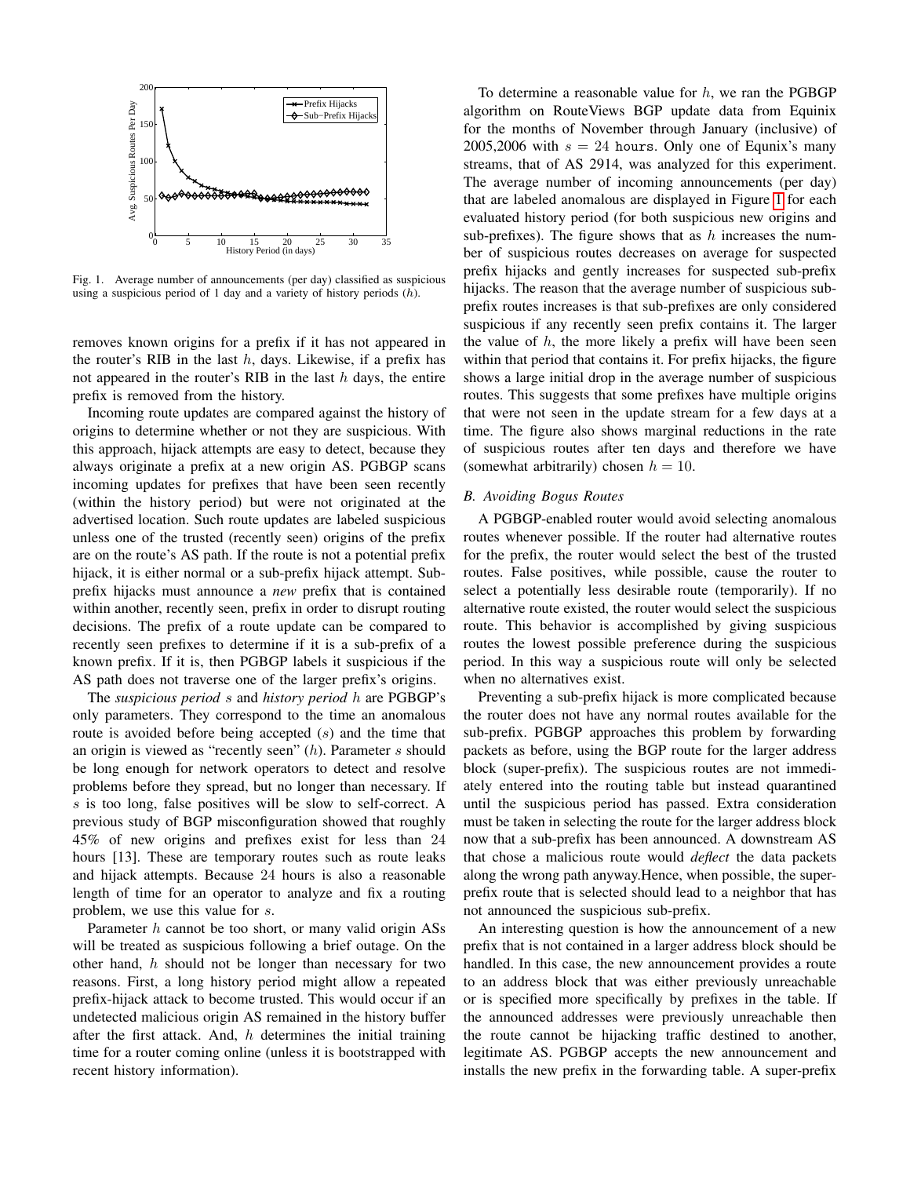Fig. 1. Average number of announcements (per day) classified as suspicious using a suspicious period of 1 day and a variety of history periods ($h$).

removes known origins for a prefix if it has not appeared in the router's RIB in the last $h$, days. Likewise, if a prefix has not appeared in the router's RIB in the last $h$ days, the entire prefix is removed from the history.

Incoming route updates are compared against the history of origins to determine whether or not they are suspicious. With this approach, hijack attempts are easy to detect, because they always originate a prefix at a new origin AS. PGBGP scans incoming updates for prefixes that have been seen recently (within the history period) but were not originated at the advertised location. Such route updates are labeled suspicious unless one of the trusted (recently seen) origins of the prefix are on the route's AS path. If the route is not a potential prefix hijack, it is either normal or a sub-prefix hijack attempt. Sub-prefix hijacks must announce a *new* prefix that is contained within another, recently seen, prefix in order to disrupt routing decisions. The prefix of a route update can be compared to recently seen prefixes to determine if it is a sub-prefix of a known prefix. If it is, then PGBGP labels it suspicious if the AS path does not traverse one of the larger prefix's origins.

The *suspicious period* $s$ and *history period* $h$ are PGBGP's only parameters. They correspond to the time an anomalous route is avoided before being accepted ($s$) and the time that an origin is viewed as "recently seen" ($h$). Parameter $s$ should be long enough for network operators to detect and resolve problems before they spread, but no longer than necessary. If $s$ is too long, false positives will be slow to self-correct. A previous study of BGP misconfiguration showed that roughly 45% of new origins and prefixes exist for less than 24 hours [13]. These are temporary routes such as route leaks and hijack attempts. Because 24 hours is also a reasonable length of time for an operator to analyze and fix a routing problem, we use this value for $s$.

Parameter $h$ cannot be too short, or many valid origin ASs will be treated as suspicious following a brief outage. On the other hand, $h$ should not be longer than necessary for two reasons. First, a long history period might allow a repeated prefix-hijack attack to become trusted. This would occur if an undetected malicious origin AS remained in the history buffer after the first attack. And, $h$ determines the initial training time for a router coming online (unless it is bootstrapped with recent history information).

To determine a reasonable value for $h$, we ran the PGBGP algorithm on RouteViews BGP update data from Equinix for the months of November through January (inclusive) of 2005,2006 with $s = 24$ hours. Only one of Equnix's many streams, that of AS 2914, was analyzed for this experiment. The average number of incoming announcements (per day) that are labeled anomalous are displayed in Figure 1 for each evaluated history period (for both suspicious new origins and sub-prefixes). The figure shows that as $h$ increases the number of suspicious routes decreases on average for suspected prefix hijacks and gently increases for suspected sub-prefix hijacks. The reason that the average number of suspicious sub-prefix routes increases is that sub-prefixes are only considered suspicious if any recently seen prefix contains it. The larger the value of $h$, the more likely a prefix will have been seen within that period that contains it. For prefix hijacks, the figure shows a large initial drop in the average number of suspicious routes. This suggests that some prefixes have multiple origins that were not seen in the update stream for a few days at a time. The figure also shows marginal reductions in the rate of suspicious routes after ten days and therefore we have (somewhat arbitrarily) chosen $h = 10$.

### B. Avoiding Bogus Routes

A PGBGP-enabled router would avoid selecting anomalous routes whenever possible. If the router had alternative routes for the prefix, the router would select the best of the trusted routes. False positives, while possible, cause the router to select a potentially less desirable route (temporarily). If no alternative route existed, the router would select the suspicious route. This behavior is accomplished by giving suspicious routes the lowest possible preference during the suspicious period. In this way a suspicious route will only be selected when no alternatives exist.

Preventing a sub-prefix hijack is more complicated because the router does not have any normal routes available for the sub-prefix. PGBGP approaches this problem by forwarding packets as before, using the BGP route for the larger address block (super-prefix). The suspicious routes are not immediately entered into the routing table but instead quarantined until the suspicious period has passed. Extra consideration must be taken in selecting the route for the larger address block now that a sub-prefix has been announced. A downstream AS that chose a malicious route would *deflect* the data packets along the wrong path anyway.Hence, when possible, the super-prefix route that is selected should lead to a neighbor that has not announced the suspicious sub-prefix.

An interesting question is how the announcement of a new prefix that is not contained in a larger address block should be handled. In this case, the new announcement provides a route to an address block that was either previously unreachable or is specified more specifically by prefixes in the table. If the announced addresses were previously unreachable then the route cannot be hijacking traffic destined to another, legitimate AS. PGBGP accepts the new announcement and installs the new prefix in the forwarding table. A super-prefix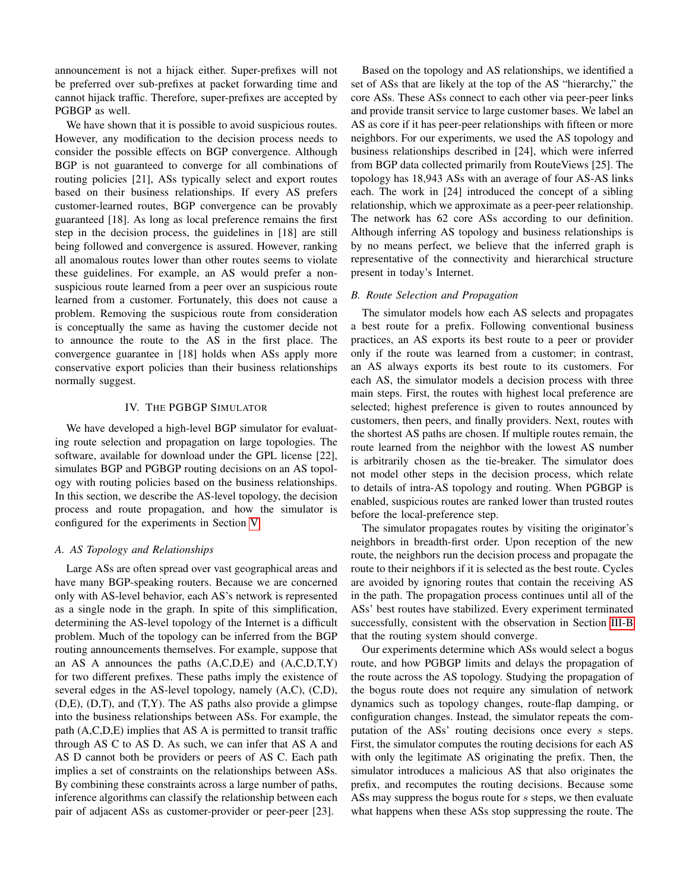announcement is not a hijack either. Super-prefixes will not be preferred over sub-prefixes at packet forwarding time and cannot hijack traffic. Therefore, super-prefixes are accepted by PGBGP as well.

We have shown that it is possible to avoid suspicious routes. However, any modification to the decision process needs to consider the possible effects on BGP convergence. Although BGP is not guaranteed to converge for all combinations of routing policies [21], ASs typically select and export routes based on their business relationships. If every AS prefers customer-learned routes, BGP convergence can be provably guaranteed [18]. As long as local preference remains the first step in the decision process, the guidelines in [18] are still being followed and convergence is assured. However, ranking all anomalous routes lower than other routes seems to violate these guidelines. For example, an AS would prefer a non-suspicious route learned from a peer over an suspicious route learned from a customer. Fortunately, this does not cause a problem. Removing the suspicious route from consideration is conceptually the same as having the customer decide not to announce the route to the AS in the first place. The convergence guarantee in [18] holds when ASs apply more conservative export policies than their business relationships normally suggest.

## IV. The PGBGP Simulator

We have developed a high-level BGP simulator for evaluating route selection and propagation on large topologies. The software, available for download under the GPL license [22], simulates BGP and PGBGP routing decisions on an AS topology with routing policies based on the business relationships. In this section, we describe the AS-level topology, the decision process and route propagation, and how the simulator is configured for the experiments in Section V.

### A. AS Topology and Relationships

Large ASs are often spread over vast geographical areas and have many BGP-speaking routers. Because we are concerned only with AS-level behavior, each AS's network is represented as a single node in the graph. In spite of this simplification, determining the AS-level topology of the Internet is a difficult problem. Much of the topology can be inferred from the BGP routing announcements themselves. For example, suppose that an AS A announces the paths (A,C,D,E) and (A,C,D,T,Y) for two different prefixes. These paths imply the existence of several edges in the AS-level topology, namely (A,C), (C,D), (D,E), (D,T), and (T,Y). The AS paths also provide a glimpse into the business relationships between ASs. For example, the path (A,C,D,E) implies that AS A is permitted to transit traffic through AS C to AS D. As such, we can infer that AS A and AS D cannot both be providers or peers of AS C. Each path implies a set of constraints on the relationships between ASs. By combining these constraints across a large number of paths, inference algorithms can classify the relationship between each pair of adjacent ASs as customer-provider or peer-peer [23].

Based on the topology and AS relationships, we identified a set of ASs that are likely at the top of the AS "hierarchy," the core ASs. These ASs connect to each other via peer-peer links and provide transit service to large customer bases. We label an AS as core if it has peer-peer relationships with fifteen or more neighbors. For our experiments, we used the AS topology and business relationships described in [24], which were inferred from BGP data collected primarily from RouteViews [25]. The topology has 18,943 ASs with an average of four AS-AS links each. The work in [24] introduced the concept of a sibling relationship, which we approximate as a peer-peer relationship. The network has 62 core ASs according to our definition. Although inferring AS topology and business relationships is by no means perfect, we believe that the inferred graph is representative of the connectivity and hierarchical structure present in today's Internet.

### B. Route Selection and Propagation

The simulator models how each AS selects and propagates a best route for a prefix. Following conventional business practices, an AS exports its best route to a peer or provider only if the route was learned from a customer; in contrast, an AS always exports its best route to its customers. For each AS, the simulator models a decision process with three main steps. First, the routes with highest local preference are selected; highest preference is given to routes announced by customers, then peers, and finally providers. Next, routes with the shortest AS paths are chosen. If multiple routes remain, the route learned from the neighbor with the lowest AS number is arbitrarily chosen as the tie-breaker. The simulator does not model other steps in the decision process, which relate to details of intra-AS topology and routing. When PGBGP is enabled, suspicious routes are ranked lower than trusted routes before the local-preference step.

The simulator propagates routes by visiting the originator's neighbors in breadth-first order. Upon reception of the new route, the neighbors run the decision process and propagate the route to their neighbors if it is selected as the best route. Cycles are avoided by ignoring routes that contain the receiving AS in the path. The propagation process continues until all of the ASs' best routes have stabilized. Every experiment terminated successfully, consistent with the observation in Section III-B that the routing system should converge.

Our experiments determine which ASs would select a bogus route, and how PGBGP limits and delays the propagation of the route across the AS topology. Studying the propagation of the bogus route does not require any simulation of network dynamics such as topology changes, route-flap damping, or configuration changes. Instead, the simulator repeats the computation of the ASs' routing decisions once every $s$ steps. First, the simulator computes the routing decisions for each AS with only the legitimate AS originating the prefix. Then, the simulator introduces a malicious AS that also originates the prefix, and recomputes the routing decisions. Because some ASs may suppress the bogus route for $s$ steps, we then evaluate what happens when these ASs stop suppressing the route. The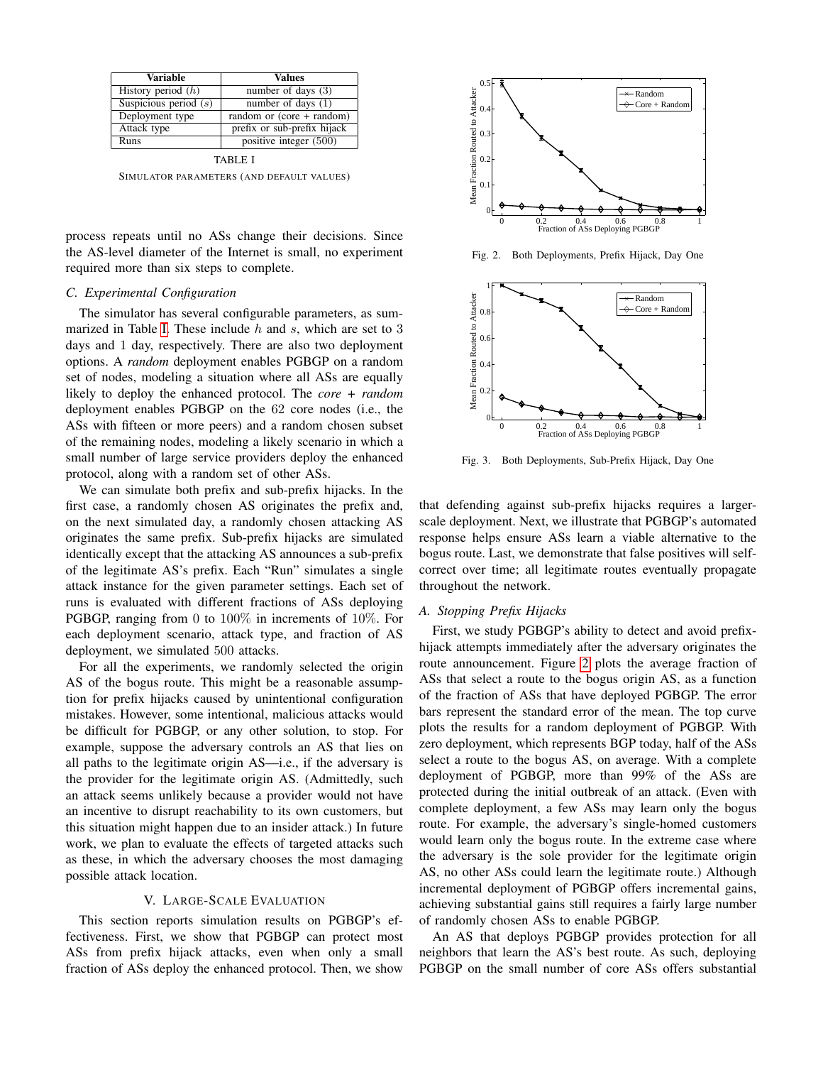| Variable | Values |
|---|---|
| History period ($h$) | number of days (3) |
| Suspicious period ($s$) | number of days (1) |
| Deployment type | random or (core + random) |
| Attack type | prefix or sub-prefix hijack |
| Runs | positive integer (500) |

TABLE I

SIMULATOR PARAMETERS (AND DEFAULT VALUES)

process repeats until no ASs change their decisions. Since the AS-level diameter of the Internet is small, no experiment required more than six steps to complete.

### C. Experimental Configuration

The simulator has several configurable parameters, as summarized in Table I. These include $h$ and $s$, which are set to 3 days and 1 day, respectively. There are also two deployment options. A *random* deployment enables PGBGP on a random set of nodes, modeling a situation where all ASs are equally likely to deploy the enhanced protocol. The *core + random* deployment enables PGBGP on the 62 core nodes (i.e., the ASs with fifteen or more peers) and a random chosen subset of the remaining nodes, modeling a likely scenario in which a small number of large service providers deploy the enhanced protocol, along with a random set of other ASs.

We can simulate both prefix and sub-prefix hijacks. In the first case, a randomly chosen AS originates the prefix and, on the next simulated day, a randomly chosen attacking AS originates the same prefix. Sub-prefix hijacks are simulated identically except that the attacking AS announces a sub-prefix of the legitimate AS's prefix. Each "Run" simulates a single attack instance for the given parameter settings. Each set of runs is evaluated with different fractions of ASs deploying PGBGP, ranging from 0 to 100% in increments of 10%. For each deployment scenario, attack type, and fraction of AS deployment, we simulated 500 attacks.

For all the experiments, we randomly selected the origin AS of the bogus route. This might be a reasonable assumption for prefix hijacks caused by unintentional configuration mistakes. However, some intentional, malicious attacks would be difficult for PGBGP, or any other solution, to stop. For example, suppose the adversary controls an AS that lies on all paths to the legitimate origin AS—i.e., if the adversary is the provider for the legitimate origin AS. (Admittedly, such an attack seems unlikely because a provider would not have an incentive to disrupt reachability to its own customers, but this situation might happen due to an insider attack.) In future work, we plan to evaluate the effects of targeted attacks such as these, in which the adversary chooses the most damaging possible attack location.

## V. LARGE-SCALE EVALUATION

This section reports simulation results on PGBGP's effectiveness. First, we show that PGBGP can protect most ASs from prefix hijack attacks, even when only a small fraction of ASs deploy the enhanced protocol. Then, we show that defending against sub-prefix hijacks requires a larger-scale deployment. Next, we illustrate that PGBGP's automated response helps ensure ASs learn a viable alternative to the bogus route. Last, we demonstrate that false positives will self-correct over time; all legitimate routes eventually propagate throughout the network.

Fig. 2. Both Deployments, Prefix Hijack, Day One

Fig. 3. Both Deployments, Sub-Prefix Hijack, Day One

### A. Stopping Prefix Hijacks

First, we study PGBGP's ability to detect and avoid prefix-hijack attempts immediately after the adversary originates the route announcement. Figure 2 plots the average fraction of ASs that select a route to the bogus origin AS, as a function of the fraction of ASs that have deployed PGBGP. The error bars represent the standard error of the mean. The top curve plots the results for a random deployment of PGBGP. With zero deployment, which represents BGP today, half of the ASs select a route to the bogus AS, on average. With a complete deployment of PGBGP, more than 99% of the ASs are protected during the initial outbreak of an attack. (Even with complete deployment, a few ASs may learn only the bogus route. For example, the adversary's single-homed customers would learn only the bogus route. In the extreme case where the adversary is the sole provider for the legitimate origin AS, no other ASs could learn the legitimate route.) Although incremental deployment of PGBGP offers incremental gains, achieving substantial gains still requires a fairly large number of randomly chosen ASs to enable PGBGP.

An AS that deploys PGBGP provides protection for all neighbors that learn the AS's best route. As such, deploying PGBGP on the small number of core ASs offers substantial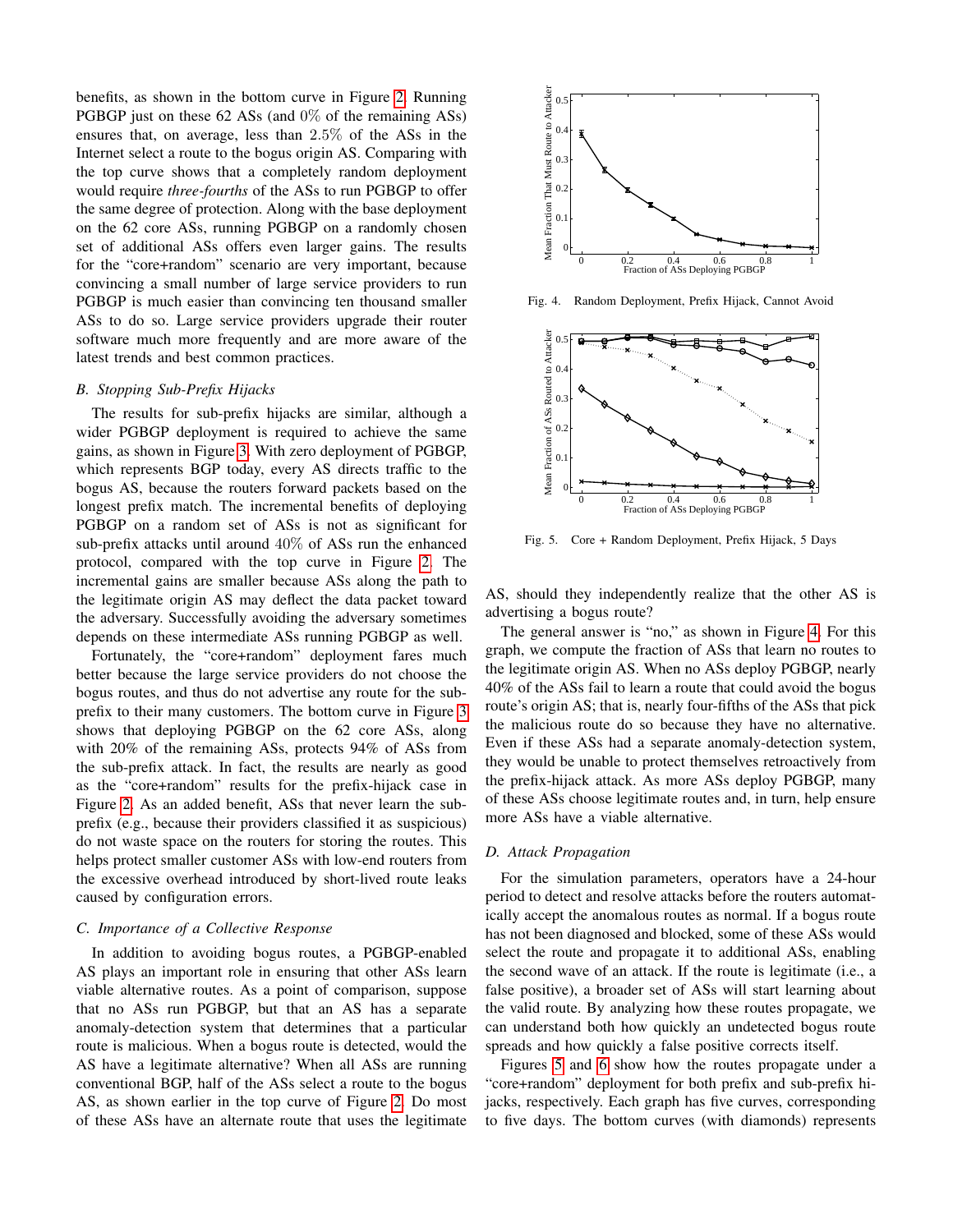benefits, as shown in the bottom curve in Figure 2. Running PGBGP just on these 62 ASs (and 0% of the remaining ASs) ensures that, on average, less than 2.5% of the ASs in the Internet select a route to the bogus origin AS. Comparing with the top curve shows that a completely random deployment would require *three-fourths* of the ASs to run PGBGP to offer the same degree of protection. Along with the base deployment on the 62 core ASs, running PGBGP on a randomly chosen set of additional ASs offers even larger gains. The results for the "core+random" scenario are very important, because convincing a small number of large service providers to run PGBGP is much easier than convincing ten thousand smaller ASs to do so. Large service providers upgrade their router software much more frequently and are more aware of the latest trends and best common practices.

### *B. Stopping Sub-Prefix Hijacks*

The results for sub-prefix hijacks are similar, although a wider PGBGP deployment is required to achieve the same gains, as shown in Figure 3. With zero deployment of PGBGP, which represents BGP today, every AS directs traffic to the bogus AS, because the routers forward packets based on the longest prefix match. The incremental benefits of deploying PGBGP on a random set of ASs is not as significant for sub-prefix attacks until around 40% of ASs run the enhanced protocol, compared with the top curve in Figure 2. The incremental gains are smaller because ASs along the path to the legitimate origin AS may deflect the data packet toward the adversary. Successfully avoiding the adversary sometimes depends on these intermediate ASs running PGBGP as well.

Fortunately, the "core+random" deployment fares much better because the large service providers do not choose the bogus routes, and thus do not advertise any route for the sub-prefix to their many customers. The bottom curve in Figure 3 shows that deploying PGBGP on the 62 core ASs, along with 20% of the remaining ASs, protects 94% of ASs from the sub-prefix attack. In fact, the results are nearly as good as the "core+random" results for the prefix-hijack case in Figure 2. As an added benefit, ASs that never learn the sub-prefix (e.g., because their providers classified it as suspicious) do not waste space on the routers for storing the routes. This helps protect smaller customer ASs with low-end routers from the excessive overhead introduced by short-lived route leaks caused by configuration errors.

### *C. Importance of a Collective Response*

In addition to avoiding bogus routes, a PGBGP-enabled AS plays an important role in ensuring that other ASs learn viable alternative routes. As a point of comparison, suppose that no ASs run PGBGP, but that an AS has a separate anomaly-detection system that determines that a particular route is malicious. When a bogus route is detected, would the AS have a legitimate alternative? When all ASs are running conventional BGP, half of the ASs select a route to the bogus AS, as shown earlier in the top curve of Figure 2. Do most of these ASs have an alternate route that uses the legitimate AS, should they independently realize that the other AS is advertising a bogus route?

Fig. 4. Random Deployment, Prefix Hijack, Cannot Avoid

Fig. 5. Core + Random Deployment, Prefix Hijack, 5 Days

The general answer is "no," as shown in Figure 4. For this graph, we compute the fraction of ASs that learn no routes to the legitimate origin AS. When no ASs deploy PGBGP, nearly 40% of the ASs fail to learn a route that could avoid the bogus route's origin AS; that is, nearly four-fifths of the ASs that pick the malicious route do so because they have no alternative. Even if these ASs had a separate anomaly-detection system, they would be unable to protect themselves retroactively from the prefix-hijack attack. As more ASs deploy PGBGP, many of these ASs choose legitimate routes and, in turn, help ensure more ASs have a viable alternative.

### *D. Attack Propagation*

For the simulation parameters, operators have a 24-hour period to detect and resolve attacks before the routers automatically accept the anomalous routes as normal. If a bogus route has not been diagnosed and blocked, some of these ASs would select the route and propagate it to additional ASs, enabling the second wave of an attack. If the route is legitimate (i.e., a false positive), a broader set of ASs will start learning about the valid route. By analyzing how these routes propagate, we can understand both how quickly an undetected bogus route spreads and how quickly a false positive corrects itself.

Figures 5 and 6 show how the routes propagate under a "core+random" deployment for both prefix and sub-prefix hijacks, respectively. Each graph has five curves, corresponding to five days. The bottom curves (with diamonds) represents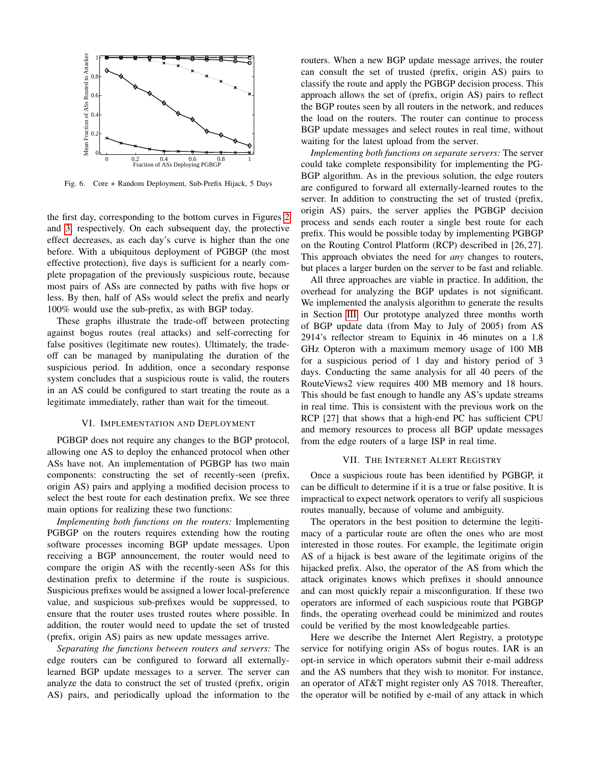Fig. 6. Core + Random Deployment, Sub-Prefix Hijack, 5 Days

the first day, corresponding to the bottom curves in Figures 2 and 3, respectively. On each subsequent day, the protective effect decreases, as each day's curve is higher than the one before. With a ubiquitous deployment of PGBGP (the most effective protection), five days is sufficient for a nearly complete propagation of the previously suspicious route, because most pairs of ASs are connected by paths with five hops or less. By then, half of ASs would select the prefix and nearly 100% would use the sub-prefix, as with BGP today.

These graphs illustrate the trade-off between protecting against bogus routes (real attacks) and self-correcting for false positives (legitimate new routes). Ultimately, the trade-off can be managed by manipulating the duration of the suspicious period. In addition, once a secondary response system concludes that a suspicious route is valid, the routers in an AS could be configured to start treating the route as a legitimate immediately, rather than wait for the timeout.

## VI. Implementation and Deployment

PGBGP does not require any changes to the BGP protocol, allowing one AS to deploy the enhanced protocol when other ASs have not. An implementation of PGBGP has two main components: constructing the set of recently-seen (prefix, origin AS) pairs and applying a modified decision process to select the best route for each destination prefix. We see three main options for realizing these two functions:

*Implementing both functions on the routers:* Implementing PGBGP on the routers requires extending how the routing software processes incoming BGP update messages. Upon receiving a BGP announcement, the router would need to compare the origin AS with the recently-seen ASs for this destination prefix to determine if the route is suspicious. Suspicious prefixes would be assigned a lower local-preference value, and suspicious sub-prefixes would be suppressed, to ensure that the router uses trusted routes where possible. In addition, the router would need to update the set of trusted (prefix, origin AS) pairs as new update messages arrive.

*Separating the functions between routers and servers:* The edge routers can be configured to forward all externally-learned BGP update messages to a server. The server can analyze the data to construct the set of trusted (prefix, origin AS) pairs, and periodically upload the information to the routers. When a new BGP update message arrives, the router can consult the set of trusted (prefix, origin AS) pairs to classify the route and apply the PGBGP decision process. This approach allows the set of (prefix, origin AS) pairs to reflect the BGP routes seen by all routers in the network, and reduces the load on the routers. The router can continue to process BGP update messages and select routes in real time, without waiting for the latest upload from the server.

*Implementing both functions on separate servers:* The server could take complete responsibility for implementing the PGBGP algorithm. As in the previous solution, the edge routers are configured to forward all externally-learned routes to the server. In addition to constructing the set of trusted (prefix, origin AS) pairs, the server applies the PGBGP decision process and sends each router a single best route for each prefix. This would be possible today by implementing PGBGP on the Routing Control Platform (RCP) described in [26, 27]. This approach obviates the need for *any* changes to routers, but places a larger burden on the server to be fast and reliable.

All three approaches are viable in practice. In addition, the overhead for analyzing the BGP updates is not significant. We implemented the analysis algorithm to generate the results in Section III. Our prototype analyzed three months worth of BGP update data (from May to July of 2005) from AS 2914's reflector stream to Equinix in 46 minutes on a 1.8 GHz Opteron with a maximum memory usage of 100 MB for a suspicious period of 1 day and history period of 3 days. Conducting the same analysis for all 40 peers of the RouteViews2 view requires 400 MB memory and 18 hours. This should be fast enough to handle any AS's update streams in real time. This is consistent with the previous work on the RCP [27] that shows that a high-end PC has sufficient CPU and memory resources to process all BGP update messages from the edge routers of a large ISP in real time.

## VII. The Internet Alert Registry

Once a suspicious route has been identified by PGBGP, it can be difficult to determine if it is a true or false positive. It is impractical to expect network operators to verify all suspicious routes manually, because of volume and ambiguity.

The operators in the best position to determine the legitimacy of a particular route are often the ones who are most interested in those routes. For example, the legitimate origin AS of a hijack is best aware of the legitimate origins of the hijacked prefix. Also, the operator of the AS from which the attack originates knows which prefixes it should announce and can most quickly repair a misconfiguration. If these two operators are informed of each suspicious route that PGBGP finds, the operating overhead could be minimized and routes could be verified by the most knowledgeable parties.

Here we describe the Internet Alert Registry, a prototype service for notifying origin ASs of bogus routes. IAR is an opt-in service in which operators submit their e-mail address and the AS numbers that they wish to monitor. For instance, an operator of AT&T might register only AS 7018. Thereafter, the operator will be notified by e-mail of any attack in which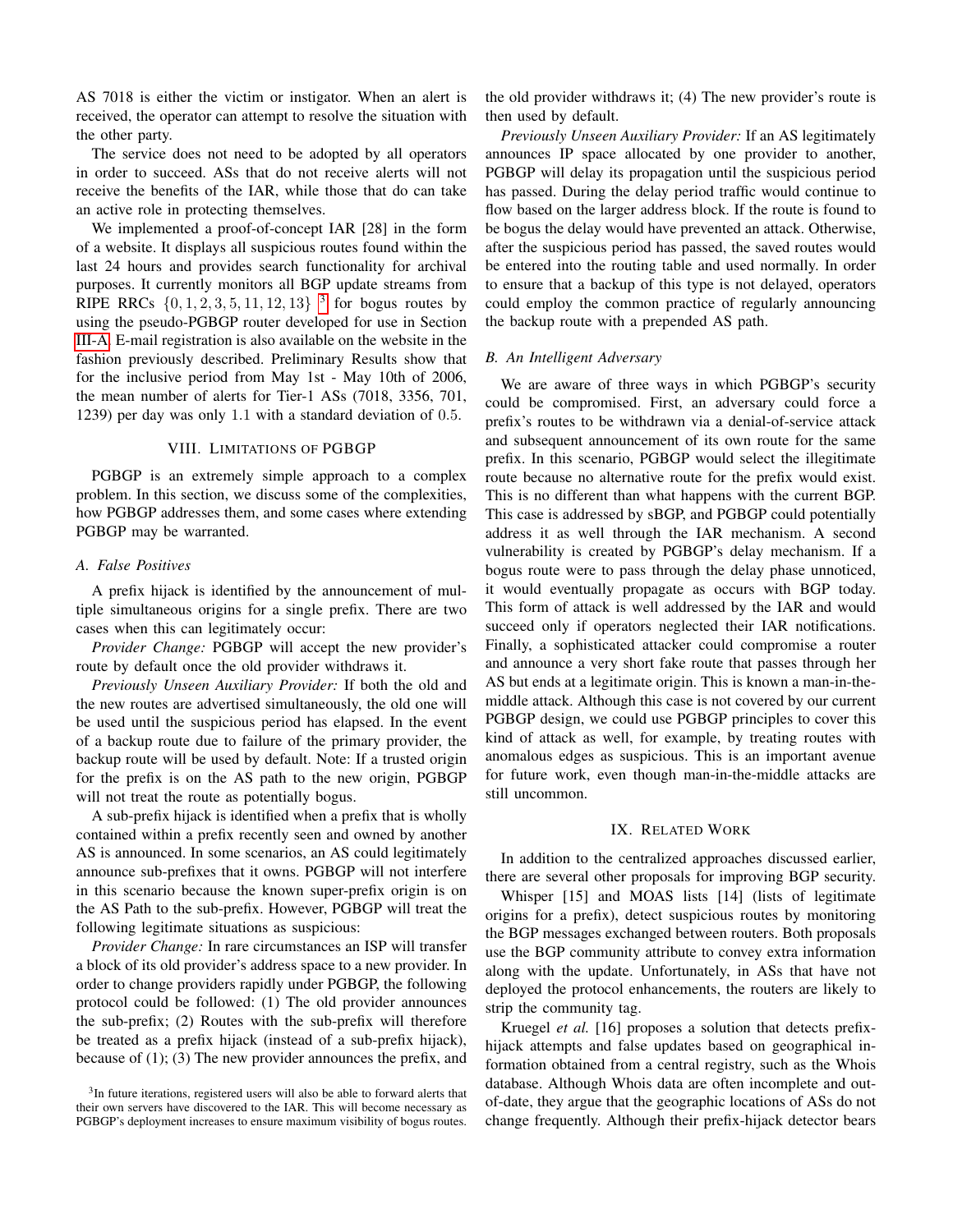AS 7018 is either the victim or instigator. When an alert is received, the operator can attempt to resolve the situation with the other party.

The service does not need to be adopted by all operators in order to succeed. ASs that do not receive alerts will not receive the benefits of the IAR, while those that do can take an active role in protecting themselves.

We implemented a proof-of-concept IAR [28] in the form of a website. It displays all suspicious routes found within the last 24 hours and provides search functionality for archival purposes. It currently monitors all BGP update streams from RIPE RRCs $\{0, 1, 2, 3, 5, 11, 12, 13\}$ [3] for bogus routes by using the pseudo-PGBGP router developed for use in Section III-A. E-mail registration is also available on the website in the fashion previously described. Preliminary Results show that for the inclusive period from May 1st - May 10th of 2006, the mean number of alerts for Tier-1 ASs (7018, 3356, 701, 1239) per day was only $1.1$ with a standard deviation of $0.5$.

## VIII. Limitations of PGBGP

PGBGP is an extremely simple approach to a complex problem. In this section, we discuss some of the complexities, how PGBGP addresses them, and some cases where extending PGBGP may be warranted.

### A. False Positives

A prefix hijack is identified by the announcement of multiple simultaneous origins for a single prefix. There are two cases when this can legitimately occur:

*Provider Change:* PGBGP will accept the new provider's route by default once the old provider withdraws it.

*Previously Unseen Auxiliary Provider:* If both the old and the new routes are advertised simultaneously, the old one will be used until the suspicious period has elapsed. In the event of a backup route due to failure of the primary provider, the backup route will be used by default. Note: If a trusted origin for the prefix is on the AS path to the new origin, PGBGP will not treat the route as potentially bogus.

A sub-prefix hijack is identified when a prefix that is wholly contained within a prefix recently seen and owned by another AS is announced. In some scenarios, an AS could legitimately announce sub-prefixes that it owns. PGBGP will not interfere in this scenario because the known super-prefix origin is on the AS Path to the sub-prefix. However, PGBGP will treat the following legitimate situations as suspicious:

*Provider Change:* In rare circumstances an ISP will transfer a block of its old provider's address space to a new provider. In order to change providers rapidly under PGBGP, the following protocol could be followed: (1) The old provider announces the sub-prefix; (2) Routes with the sub-prefix will therefore be treated as a prefix hijack (instead of a sub-prefix hijack), because of (1); (3) The new provider announces the prefix, and the old provider withdraws it; (4) The new provider's route is then used by default.

*Previously Unseen Auxiliary Provider:* If an AS legitimately announces IP space allocated by one provider to another, PGBGP will delay its propagation until the suspicious period has passed. During the delay period traffic would continue to flow based on the larger address block. If the route is found to be bogus the delay would have prevented an attack. Otherwise, after the suspicious period has passed, the saved routes would be entered into the routing table and used normally. In order to ensure that a backup of this type is not delayed, operators could employ the common practice of regularly announcing the backup route with a prepended AS path.

### B. An Intelligent Adversary

We are aware of three ways in which PGBGP's security could be compromised. First, an adversary could force a prefix's routes to be withdrawn via a denial-of-service attack and subsequent announcement of its own route for the same prefix. In this scenario, PGBGP would select the illegitimate route because no alternative route for the prefix would exist. This is no different than what happens with the current BGP. This case is addressed by sBGP, and PGBGP could potentially address it as well through the IAR mechanism. A second vulnerability is created by PGBGP's delay mechanism. If a bogus route were to pass through the delay phase unnoticed, it would eventually propagate as occurs with BGP today. This form of attack is well addressed by the IAR and would succeed only if operators neglected their IAR notifications. Finally, a sophisticated attacker could compromise a router and announce a very short fake route that passes through her AS but ends at a legitimate origin. This is known a man-in-the-middle attack. Although this case is not covered by our current PGBGP design, we could use PGBGP principles to cover this kind of attack as well, for example, by treating routes with anomalous edges as suspicious. This is an important avenue for future work, even though man-in-the-middle attacks are still uncommon.

## IX. Related Work

In addition to the centralized approaches discussed earlier, there are several other proposals for improving BGP security.

Whisper [15] and MOAS lists [14] (lists of legitimate origins for a prefix), detect suspicious routes by monitoring the BGP messages exchanged between routers. Both proposals use the BGP community attribute to convey extra information along with the update. Unfortunately, in ASs that have not deployed the protocol enhancements, the routers are likely to strip the community tag.

Kruegel *et al.* [16] proposes a solution that detects prefix-hijack attempts and false updates based on geographical information obtained from a central registry, such as the Whois database. Although Whois data are often incomplete and out-of-date, they argue that the geographic locations of ASs do not change frequently. Although their prefix-hijack detector bears

[3] In future iterations, registered users will also be able to forward alerts that their own servers have discovered to the IAR. This will become necessary as PGBGP's deployment increases to ensure maximum visibility of bogus routes.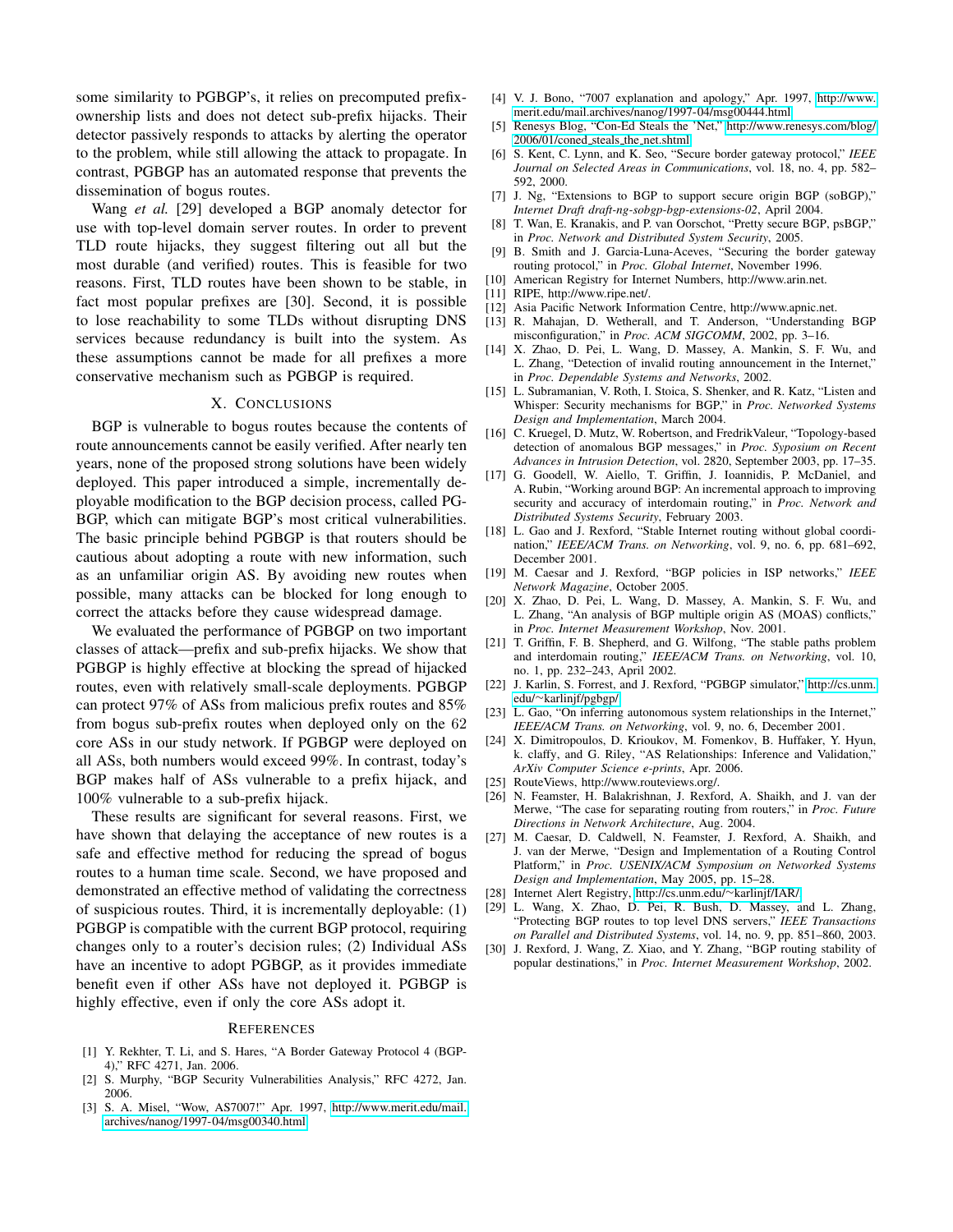some similarity to PGBGP's, it relies on precomputed prefix-ownership lists and does not detect sub-prefix hijacks. Their detector passively responds to attacks by alerting the operator to the problem, while still allowing the attack to propagate. In contrast, PGBGP has an automated response that prevents the dissemination of bogus routes.

Wang *et al.* [29] developed a BGP anomaly detector for use with top-level domain server routes. In order to prevent TLD route hijacks, they suggest filtering out all but the most durable (and verified) routes. This is feasible for two reasons. First, TLD routes have been shown to be stable, in fact most popular prefixes are [30]. Second, it is possible to lose reachability to some TLDs without disrupting DNS services because redundancy is built into the system. As these assumptions cannot be made for all prefixes a more conservative mechanism such as PGBGP is required.

## X. Conclusions

BGP is vulnerable to bogus routes because the contents of route announcements cannot be easily verified. After nearly ten years, none of the proposed strong solutions have been widely deployed. This paper introduced a simple, incrementally deployable modification to the BGP decision process, called PGBGP, which can mitigate BGP's most critical vulnerabilities. The basic principle behind PGBGP is that routers should be cautious about adopting a route with new information, such as an unfamiliar origin AS. By avoiding new routes when possible, many attacks can be blocked for long enough to correct the attacks before they cause widespread damage.

We evaluated the performance of PGBGP on two important classes of attack—prefix and sub-prefix hijacks. We show that PGBGP is highly effective at blocking the spread of hijacked routes, even with relatively small-scale deployments. PGBGP can protect 97% of ASs from malicious prefix routes and 85% from bogus sub-prefix routes when deployed only on the 62 core ASs in our study network. If PGBGP were deployed on all ASs, both numbers would exceed 99%. In contrast, today's BGP makes half of ASs vulnerable to a prefix hijack, and 100% vulnerable to a sub-prefix hijack.

These results are significant for several reasons. First, we have shown that delaying the acceptance of new routes is a safe and effective method for reducing the spread of bogus routes to a human time scale. Second, we have proposed and demonstrated an effective method of validating the correctness of suspicious routes. Third, it is incrementally deployable: (1) PGBGP is compatible with the current BGP protocol, requiring changes only to a router's decision rules; (2) Individual ASs have an incentive to adopt PGBGP, as it provides immediate benefit even if other ASs have not deployed it. PGBGP is highly effective, even if only the core ASs adopt it.

## References

[1] Y. Rekhter, T. Li, and S. Hares, "A Border Gateway Protocol 4 (BGP-4)," RFC 4271, Jan. 2006.

[2] S. Murphy, "BGP Security Vulnerabilities Analysis," RFC 4272, Jan. 2006.

[3] S. A. Misel, "Wow, AS7007!" Apr. 1997, http://www.merit.edu/mail.archives/nanog/1997-04/msg00340.html.

[4] V. J. Bono, "7007 explanation and apology," Apr. 1997, http://www.merit.edu/mail.archives/nanog/1997-04/msg00444.html.

[5] Renesys Blog, "Con-Ed Steals the 'Net," http://www.renesys.com/blog/2006/01/coned_steals_the_net.shtml.

[6] S. Kent, C. Lynn, and K. Seo, "Secure border gateway protocol," *IEEE Journal on Selected Areas in Communications*, vol. 18, no. 4, pp. 582–592, 2000.

[7] J. Ng, "Extensions to BGP to support secure origin BGP (soBGP)," *Internet Draft draft-ng-sobgp-bgp-extensions-02*, April 2004.

[8] T. Wan, E. Kranakis, and P. van Oorschot, "Pretty secure BGP, psBGP," in *Proc. Network and Distributed System Security*, 2005.

[9] B. Smith and J. Garcia-Luna-Aceves, "Securing the border gateway routing protocol," in *Proc. Global Internet*, November 1996.

[10] American Registry for Internet Numbers, http://www.arin.net.

[11] RIPE, http://www.ripe.net/.

[12] Asia Pacific Network Information Centre, http://www.apnic.net.

[13] R. Mahajan, D. Wetherall, and T. Anderson, "Understanding BGP misconfiguration," in *Proc. ACM SIGCOMM*, 2002, pp. 3–16.

[14] X. Zhao, D. Pei, L. Wang, D. Massey, A. Mankin, S. F. Wu, and L. Zhang, "Detection of invalid routing announcement in the Internet," in *Proc. Dependable Systems and Networks*, 2002.

[15] L. Subramanian, V. Roth, I. Stoica, S. Shenker, and R. Katz, "Listen and Whisper: Security mechanisms for BGP," in *Proc. Networked Systems Design and Implementation*, March 2004.

[16] C. Kruegel, D. Mutz, W. Robertson, and FredrikValeur, "Topology-based detection of anomalous BGP messages," in *Proc. Syposium on Recent Advances in Intrusion Detection*, vol. 2820, September 2003, pp. 17–35.

[17] G. Goodell, W. Aiello, T. Griffin, J. Ioannidis, P. McDaniel, and A. Rubin, "Working around BGP: An incremental approach to improving security and accuracy of interdomain routing," in *Proc. Network and Distributed System Security*, February 2003.

[18] L. Gao and J. Rexford, "Stable Internet routing without global coordination," *IEEE/ACM Trans. on Networking*, vol. 9, no. 6, pp. 681–692, December 2001.

[19] M. Caesar and J. Rexford, "BGP policies in ISP networks," *IEEE Network Magazine*, October 2005.

[20] X. Zhao, D. Pei, L. Wang, D. Massey, A. Mankin, S. F. Wu, and L. Zhang, "An analysis of BGP multiple origin AS (MOAS) conflicts," in *Proc. Internet Measurement Workshop*, Nov. 2001.

[21] T. Griffin, F. B. Shepherd, and G. Wilfong, "The stable paths problem and interdomain routing," *IEEE/ACM Trans. on Networking*, vol. 10, no. 1, pp. 232–243, April 2002.

[22] J. Karlin, S. Forrest, and J. Rexford, "PGBGP simulator," http://cs.unm.edu/~karlinjf/pgbgp/.

[23] L. Gao, "On inferring autonomous system relationships in the Internet," *IEEE/ACM Trans. on Networking*, vol. 9, no. 6, December 2001.

[24] X. Dimitropoulos, D. Krioukov, M. Fomenkov, B. Huffaker, Y. Hyun, k. claffy, and G. Riley, "AS Relationships: Inference and Validation," *ArXiv Computer Science e-prints*, Apr. 2006.

[25] RouteViews, http://www.routeviews.org/.

[26] N. Feamster, H. Balakrishnan, J. Rexford, A. Shaikh, and J. van der Merwe, "The case for separating routing from routers," in *Proc. Future Directions in Network Architecture*, Aug. 2004.

[27] M. Caesar, D. Caldwell, N. Feamster, J. Rexford, A. Shaikh, and J. van der Merwe, "Design and Implementation of a Routing Control Platform," in *Proc. USENIX/ACM Symposium on Networked Systems Design and Implementation*, May 2005, pp. 15–28.

[28] Internet Alert Registry, http://cs.unm.edu/~karlinjf/IAR/.

[29] L. Wang, X. Zhao, D. Pei, R. Bush, D. Massey, and L. Zhang, "Protecting BGP routes to top level DNS servers," *IEEE Transactions on Parallel and Distributed Systems*, vol. 14, no. 9, pp. 851–860, 2003.

[30] J. Rexford, J. Wang, Z. Xiao, and Y. Zhang, "BGP routing stability of popular destinations," in *Proc. Internet Measurement Workshop*, 2002.